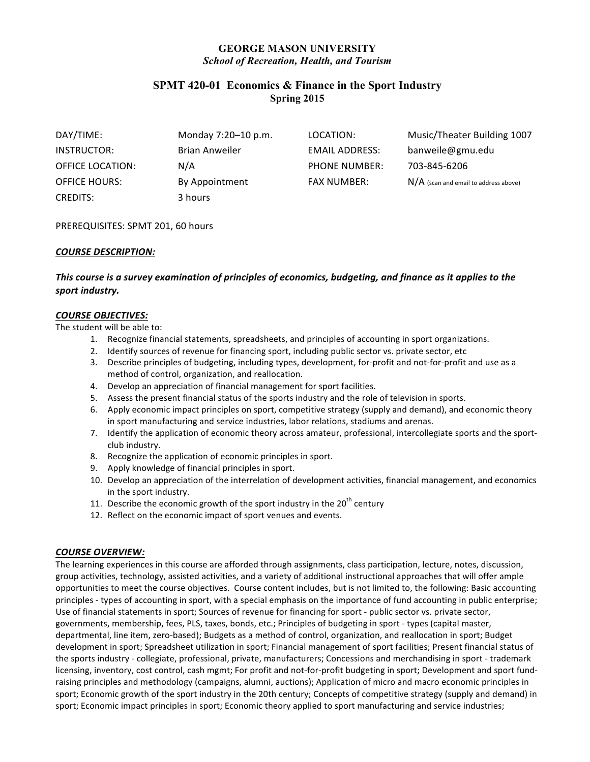**GEORGE MASON UNIVERSITY**
***School of Recreation, Health, and Tourism***

# SPMT 420-01 Economics & Finance in the Sport Industry
**Spring 2015**

| | | | |
|---|---|---|---|
| DAY/TIME: | Monday 7:20–10 p.m. | LOCATION: | Music/Theater Building 1007 |
| INSTRUCTOR: | Brian Anweiler | EMAIL ADDRESS: | banweile@gmu.edu |
| OFFICE LOCATION: | N/A | PHONE NUMBER: | 703-845-6206 |
| OFFICE HOURS: | By Appointment | FAX NUMBER: | N/A (scan and email to address above) |
| CREDITS: | 3 hours | | |

PREREQUISITES: SPMT 201, 60 hours

## *COURSE DESCRIPTION:*

***This course is a survey examination of principles of economics, budgeting, and finance as it applies to the sport industry.***

## *COURSE OBJECTIVES:*

The student will be able to:

1. Recognize financial statements, spreadsheets, and principles of accounting in sport organizations.
2. Identify sources of revenue for financing sport, including public sector vs. private sector, etc
3. Describe principles of budgeting, including types, development, for-profit and not-for-profit and use as a method of control, organization, and reallocation.
4. Develop an appreciation of financial management for sport facilities.
5. Assess the present financial status of the sports industry and the role of television in sports.
6. Apply economic impact principles on sport, competitive strategy (supply and demand), and economic theory in sport manufacturing and service industries, labor relations, stadiums and arenas.
7. Identify the application of economic theory across amateur, professional, intercollegiate sports and the sport-club industry.
8. Recognize the application of economic principles in sport.
9. Apply knowledge of financial principles in sport.
10. Develop an appreciation of the interrelation of development activities, financial management, and economics in the sport industry.
11. Describe the economic growth of the sport industry in the 20th century
12. Reflect on the economic impact of sport venues and events.

## *COURSE OVERVIEW:*

The learning experiences in this course are afforded through assignments, class participation, lecture, notes, discussion, group activities, technology, assisted activities, and a variety of additional instructional approaches that will offer ample opportunities to meet the course objectives. Course content includes, but is not limited to, the following: Basic accounting principles - types of accounting in sport, with a special emphasis on the importance of fund accounting in public enterprise; Use of financial statements in sport; Sources of revenue for financing for sport - public sector vs. private sector, governments, membership, fees, PLS, taxes, bonds, etc.; Principles of budgeting in sport - types (capital master, departmental, line item, zero-based); Budgets as a method of control, organization, and reallocation in sport; Budget development in sport; Spreadsheet utilization in sport; Financial management of sport facilities; Present financial status of the sports industry - collegiate, professional, private, manufacturers; Concessions and merchandising in sport - trademark licensing, inventory, cost control, cash mgmt; For profit and not-for-profit budgeting in sport; Development and sport fund-raising principles and methodology (campaigns, alumni, auctions); Application of micro and macro economic principles in sport; Economic growth of the sport industry in the 20th century; Concepts of competitive strategy (supply and demand) in sport; Economic impact principles in sport; Economic theory applied to sport manufacturing and service industries;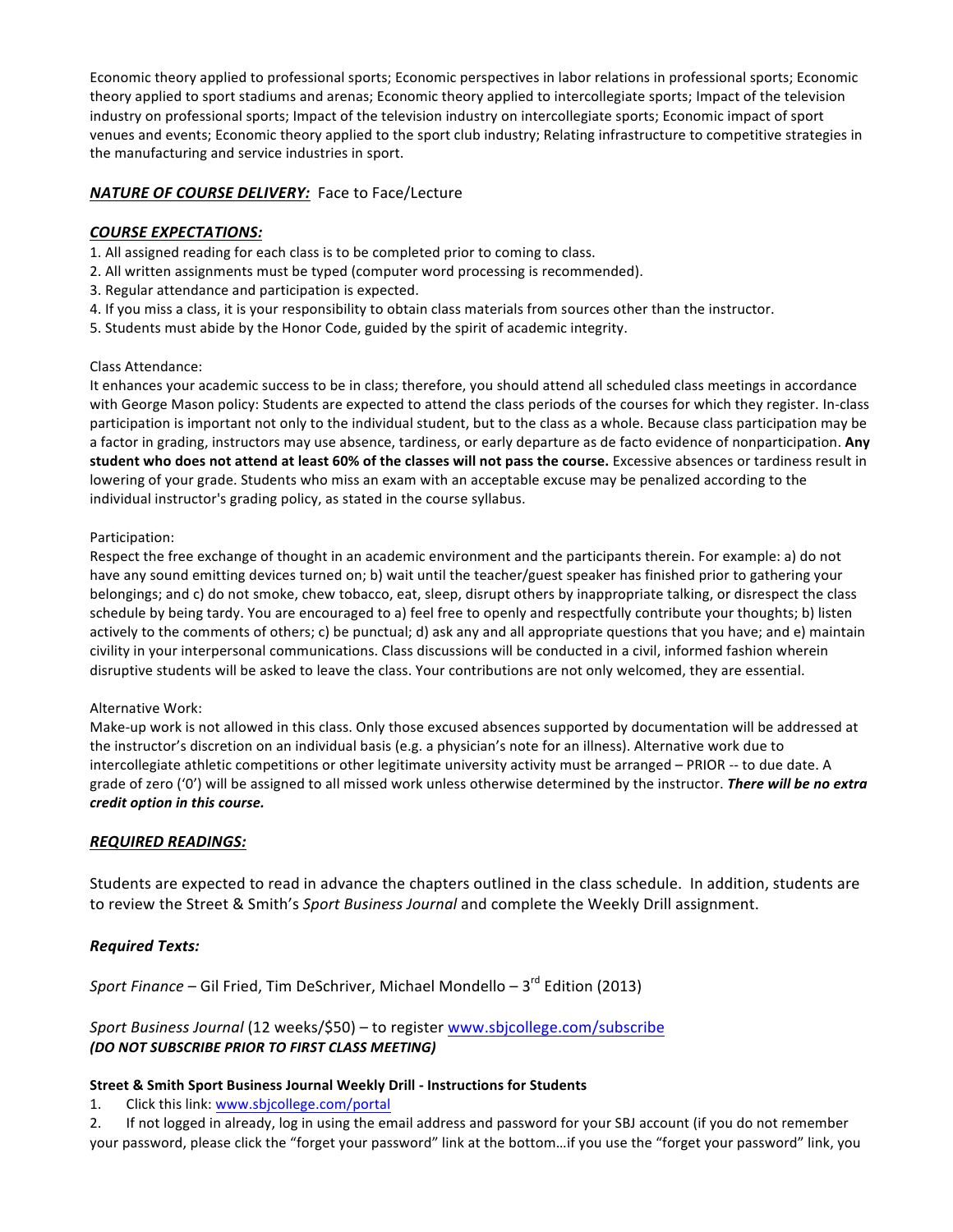Economic theory applied to professional sports; Economic perspectives in labor relations in professional sports; Economic theory applied to sport stadiums and arenas; Economic theory applied to intercollegiate sports; Impact of the television industry on professional sports; Impact of the television industry on intercollegiate sports; Economic impact of sport venues and events; Economic theory applied to the sport club industry; Relating infrastructure to competitive strategies in the manufacturing and service industries in sport.

***NATURE OF COURSE DELIVERY:*** Face to Face/Lecture

***COURSE EXPECTATIONS:***

1. All assigned reading for each class is to be completed prior to coming to class.
2. All written assignments must be typed (computer word processing is recommended).
3. Regular attendance and participation is expected.
4. If you miss a class, it is your responsibility to obtain class materials from sources other than the instructor.
5. Students must abide by the Honor Code, guided by the spirit of academic integrity.

Class Attendance:

It enhances your academic success to be in class; therefore, you should attend all scheduled class meetings in accordance with George Mason policy: Students are expected to attend the class periods of the courses for which they register. In-class participation is important not only to the individual student, but to the class as a whole. Because class participation may be a factor in grading, instructors may use absence, tardiness, or early departure as de facto evidence of nonparticipation. **Any student who does not attend at least 60% of the classes will not pass the course.** Excessive absences or tardiness result in lowering of your grade. Students who miss an exam with an acceptable excuse may be penalized according to the individual instructor's grading policy, as stated in the course syllabus.

Participation:

Respect the free exchange of thought in an academic environment and the participants therein. For example: a) do not have any sound emitting devices turned on; b) wait until the teacher/guest speaker has finished prior to gathering your belongings; and c) do not smoke, chew tobacco, eat, sleep, disrupt others by inappropriate talking, or disrespect the class schedule by being tardy. You are encouraged to a) feel free to openly and respectfully contribute your thoughts; b) listen actively to the comments of others; c) be punctual; d) ask any and all appropriate questions that you have; and e) maintain civility in your interpersonal communications. Class discussions will be conducted in a civil, informed fashion wherein disruptive students will be asked to leave the class. Your contributions are not only welcomed, they are essential.

Alternative Work:

Make-up work is not allowed in this class. Only those excused absences supported by documentation will be addressed at the instructor's discretion on an individual basis (e.g. a physician's note for an illness). Alternative work due to intercollegiate athletic competitions or other legitimate university activity must be arranged – PRIOR -- to due date. A grade of zero ('0') will be assigned to all missed work unless otherwise determined by the instructor. ***There will be no extra credit option in this course.***

***REQUIRED READINGS:***

Students are expected to read in advance the chapters outlined in the class schedule. In addition, students are to review the Street & Smith's *Sport Business Journal* and complete the Weekly Drill assignment.

***Required Texts:***

*Sport Finance* – Gil Fried, Tim DeSchriver, Michael Mondello – 3rd Edition (2013)

*Sport Business Journal* (12 weeks/$50) – to register www.sbjcollege.com/subscribe
***(DO NOT SUBSCRIBE PRIOR TO FIRST CLASS MEETING)***

**Street & Smith Sport Business Journal Weekly Drill - Instructions for Students**

1. Click this link: www.sbjcollege.com/portal
2. If not logged in already, log in using the email address and password for your SBJ account (if you do not remember your password, please click the "forget your password" link at the bottom…if you use the "forget your password" link, you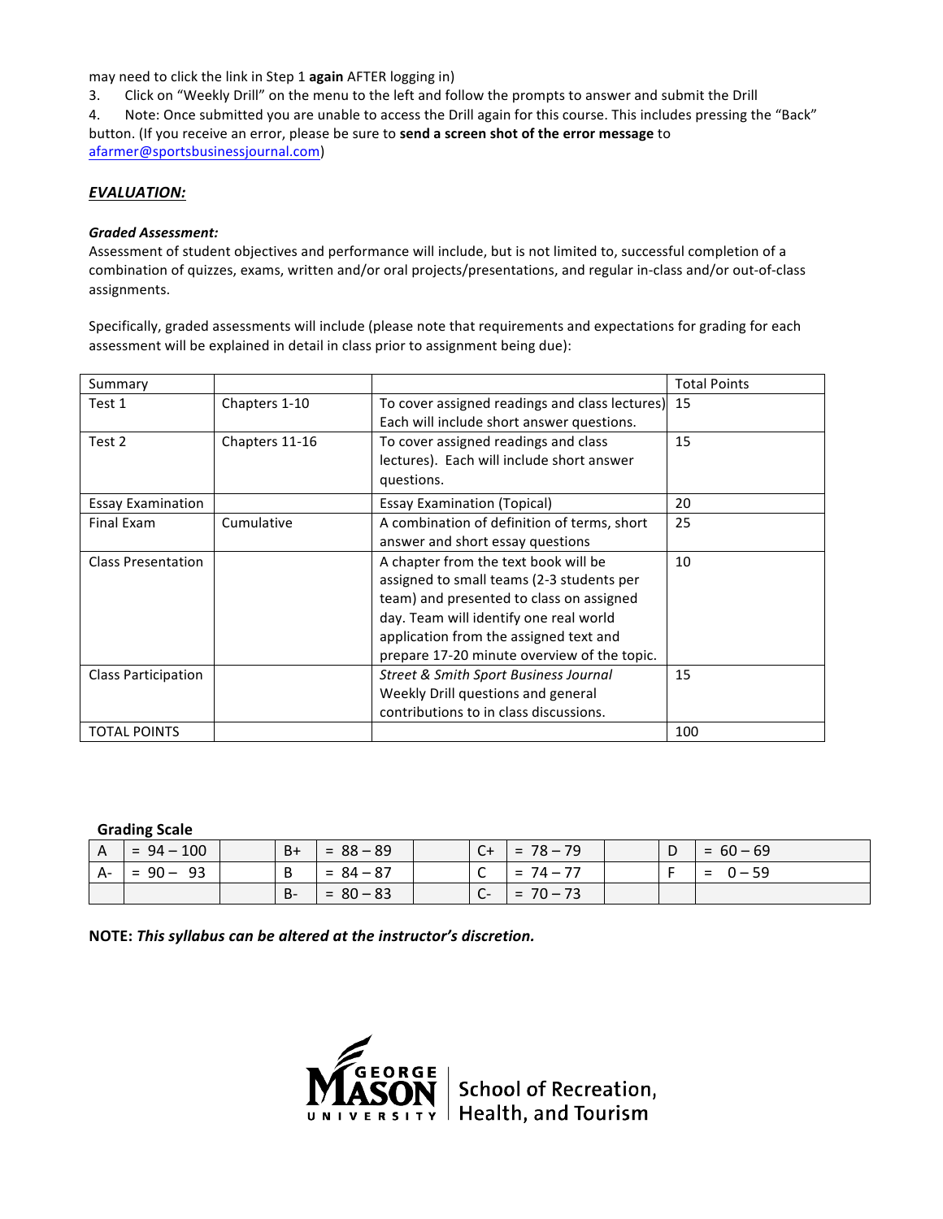may need to click the link in Step 1 **again** AFTER logging in)

3. Click on "Weekly Drill" on the menu to the left and follow the prompts to answer and submit the Drill
4. Note: Once submitted you are unable to access the Drill again for this course. This includes pressing the "Back" button. (If you receive an error, please be sure to **send a screen shot of the error message** to afarmer@sportsbusinessjournal.com)

### ***EVALUATION:***

***Graded Assessment:***

Assessment of student objectives and performance will include, but is not limited to, successful completion of a combination of quizzes, exams, written and/or oral projects/presentations, and regular in-class and/or out-of-class assignments.

Specifically, graded assessments will include (please note that requirements and expectations for grading for each assessment will be explained in detail in class prior to assignment being due):

| Summary | | | Total Points |
|---|---|---|---|
| Test 1 | Chapters 1-10 | To cover assigned readings and class lectures) Each will include short answer questions. | 15 |
| Test 2 | Chapters 11-16 | To cover assigned readings and class lectures). Each will include short answer questions. | 15 |
| Essay Examination | | Essay Examination (Topical) | 20 |
| Final Exam | Cumulative | A combination of definition of terms, short answer and short essay questions | 25 |
| Class Presentation | | A chapter from the text book will be assigned to small teams (2-3 students per team) and presented to class on assigned day. Team will identify one real world application from the assigned text and prepare 17-20 minute overview of the topic. | 10 |
| Class Participation | | *Street & Smith Sport Business Journal* Weekly Drill questions and general contributions to in class discussions. | 15 |
| TOTAL POINTS | | | 100 |

**Grading Scale**

| | | | | | | | | | | | | | |
|---|---|---|---|---|---|---|---|---|---|---|---|---|---|
| A | = 94 – 100 | | B+ | = 88 – 89 | | C+ | = 78 – 79 | | D | = 60 – 69 |
| A- | = 90 – 93 | | B | = 84 – 87 | | C | = 74 – 77 | | F | = 0 – 59 |
| | | | B- | = 80 – 83 | | C- | = 70 – 73 | | | |

**NOTE:** ***This syllabus can be altered at the instructor's discretion.***

George Mason University | School of Recreation, Health, and Tourism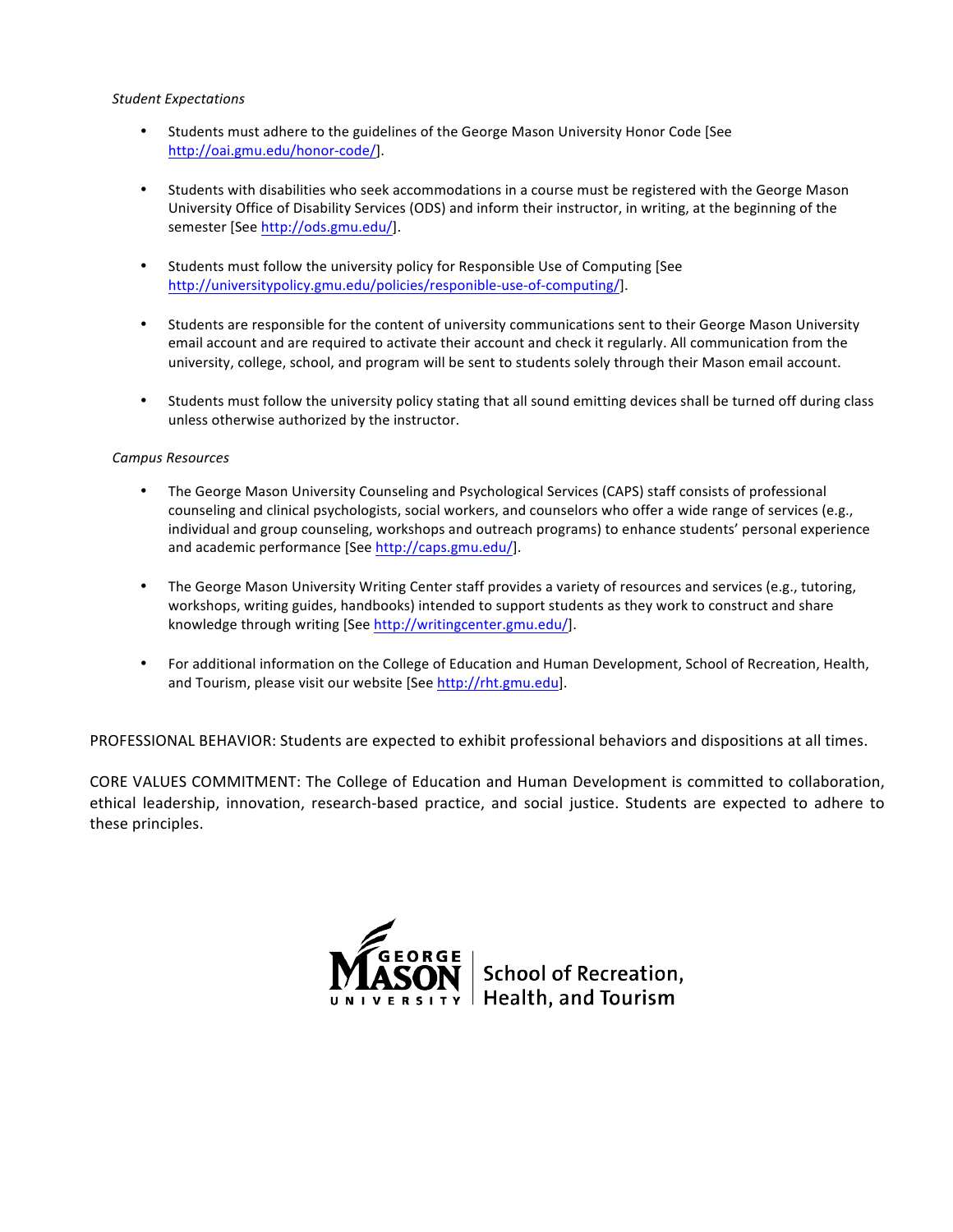*Student Expectations*

- Students must adhere to the guidelines of the George Mason University Honor Code [See http://oai.gmu.edu/honor-code/].

- Students with disabilities who seek accommodations in a course must be registered with the George Mason University Office of Disability Services (ODS) and inform their instructor, in writing, at the beginning of the semester [See http://ods.gmu.edu/].

- Students must follow the university policy for Responsible Use of Computing [See http://universitypolicy.gmu.edu/policies/responible-use-of-computing/].

- Students are responsible for the content of university communications sent to their George Mason University email account and are required to activate their account and check it regularly. All communication from the university, college, school, and program will be sent to students solely through their Mason email account.

- Students must follow the university policy stating that all sound emitting devices shall be turned off during class unless otherwise authorized by the instructor.

*Campus Resources*

- The George Mason University Counseling and Psychological Services (CAPS) staff consists of professional counseling and clinical psychologists, social workers, and counselors who offer a wide range of services (e.g., individual and group counseling, workshops and outreach programs) to enhance students' personal experience and academic performance [See http://caps.gmu.edu/].

- The George Mason University Writing Center staff provides a variety of resources and services (e.g., tutoring, workshops, writing guides, handbooks) intended to support students as they work to construct and share knowledge through writing [See http://writingcenter.gmu.edu/].

- For additional information on the College of Education and Human Development, School of Recreation, Health, and Tourism, please visit our website [See http://rht.gmu.edu].

PROFESSIONAL BEHAVIOR: Students are expected to exhibit professional behaviors and dispositions at all times.

CORE VALUES COMMITMENT: The College of Education and Human Development is committed to collaboration, ethical leadership, innovation, research-based practice, and social justice. Students are expected to adhere to these principles.

George Mason University | School of Recreation, Health, and Tourism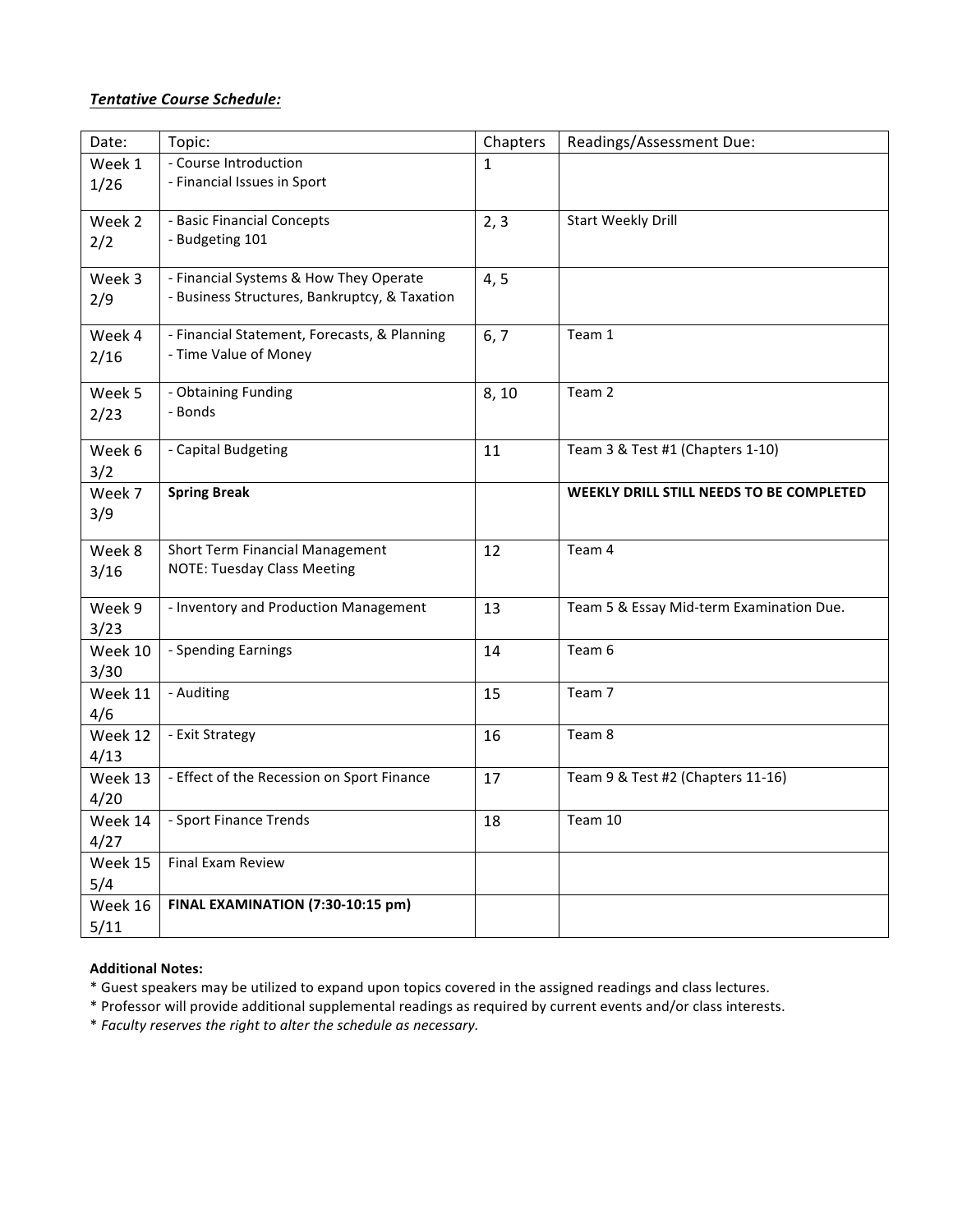***Tentative Course Schedule:***

| Date: | Topic: | Chapters | Readings/Assessment Due: |
|---|---|---|---|
| Week 1 1/26 | - Course Introduction<br>- Financial Issues in Sport | 1 | |
| Week 2 2/2 | - Basic Financial Concepts<br>- Budgeting 101 | 2, 3 | Start Weekly Drill |
| Week 3 2/9 | - Financial Systems & How They Operate<br>- Business Structures, Bankruptcy, & Taxation | 4, 5 | |
| Week 4 2/16 | - Financial Statement, Forecasts, & Planning<br>- Time Value of Money | 6, 7 | Team 1 |
| Week 5 2/23 | - Obtaining Funding<br>- Bonds | 8, 10 | Team 2 |
| Week 6 3/2 | - Capital Budgeting | 11 | Team 3 & Test #1 (Chapters 1-10) |
| Week 7 3/9 | **Spring Break** | | **WEEKLY DRILL STILL NEEDS TO BE COMPLETED** |
| Week 8 3/16 | Short Term Financial Management<br>NOTE: Tuesday Class Meeting | 12 | Team 4 |
| Week 9 3/23 | - Inventory and Production Management | 13 | Team 5 & Essay Mid-term Examination Due. |
| Week 10 3/30 | - Spending Earnings | 14 | Team 6 |
| Week 11 4/6 | - Auditing | 15 | Team 7 |
| Week 12 4/13 | - Exit Strategy | 16 | Team 8 |
| Week 13 4/20 | - Effect of the Recession on Sport Finance | 17 | Team 9 & Test #2 (Chapters 11-16) |
| Week 14 4/27 | - Sport Finance Trends | 18 | Team 10 |
| Week 15 5/4 | Final Exam Review | | |
| Week 16 5/11 | **FINAL EXAMINATION (7:30-10:15 pm)** | | |

**Additional Notes:**

* Guest speakers may be utilized to expand upon topics covered in the assigned readings and class lectures.
* Professor will provide additional supplemental readings as required by current events and/or class interests.
* *Faculty reserves the right to alter the schedule as necessary.*